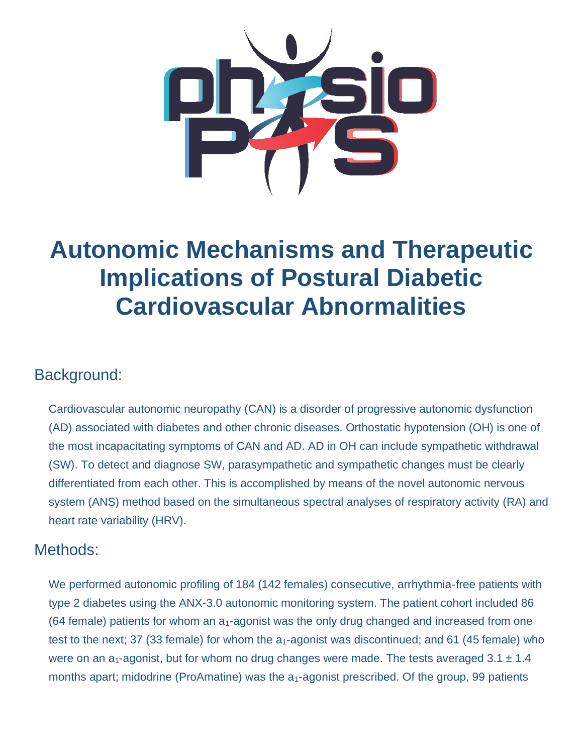# Autonomic Mechanisms and Therapeutic Implications of Postural Diabetic Cardiovascular Abnormalities

## Background:

Cardiovascular autonomic neuropathy (CAN) is a disorder of progressive autonomic dysfunction (AD) associated with diabetes and other chronic diseases. Orthostatic hypotension (OH) is one of the most incapacitating symptoms of CAN and AD. AD in OH can include sympathetic withdrawal (SW). To detect and diagnose SW, parasympathetic and sympathetic changes must be clearly differentiated from each other. This is accomplished by means of the novel autonomic nervous system (ANS) method based on the simultaneous spectral analyses of respiratory activity (RA) and heart rate variability (HRV).

## Methods:

We performed autonomic profiling of 184 (142 females) consecutive, arrhythmia-free patients with type 2 diabetes using the ANX-3.0 autonomic monitoring system. The patient cohort included 86 (64 female) patients for whom an $a_1$-agonist was the only drug changed and increased from one test to the next; 37 (33 female) for whom the $a_1$-agonist was discontinued; and 61 (45 female) who were on an $a_1$-agonist, but for whom no drug changes were made. The tests averaged 3.1 ± 1.4 months apart; midodrine (ProAmatine) was the $a_1$-agonist prescribed. Of the group, 99 patients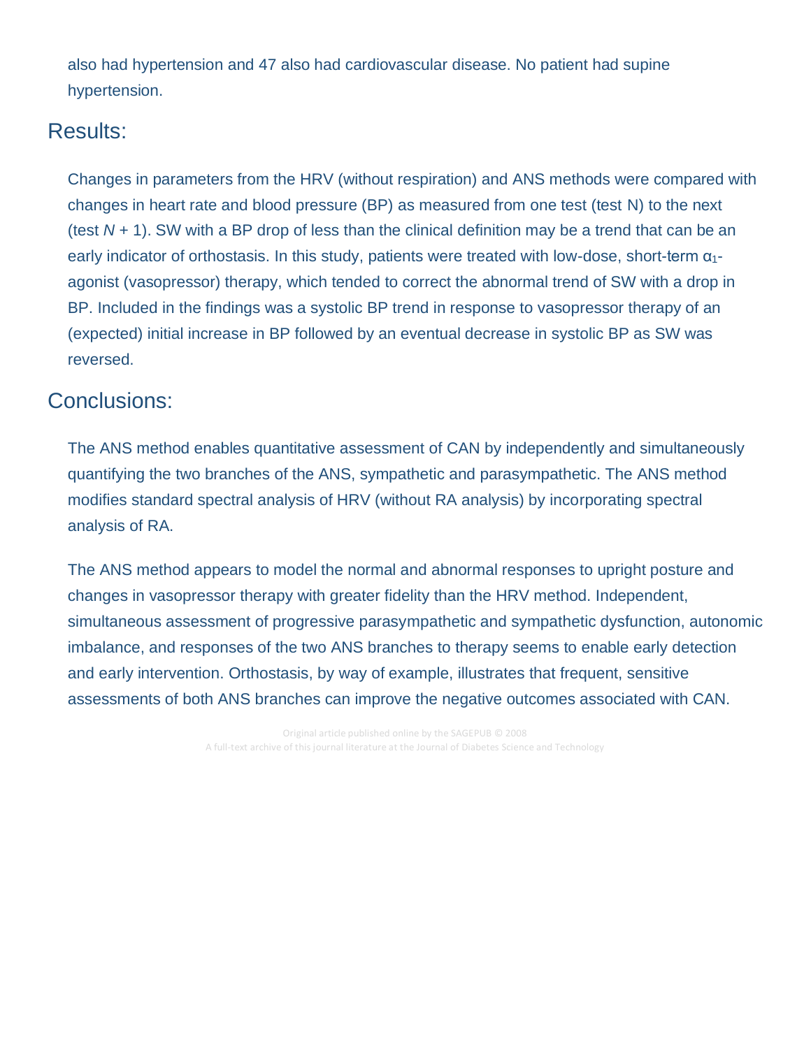also had hypertension and 47 also had cardiovascular disease. No patient had supine hypertension.

## Results:

Changes in parameters from the HRV (without respiration) and ANS methods were compared with changes in heart rate and blood pressure (BP) as measured from one test (test N) to the next (test *N* + 1). SW with a BP drop of less than the clinical definition may be a trend that can be an early indicator of orthostasis. In this study, patients were treated with low-dose, short-term $\alpha_1$-agonist (vasopressor) therapy, which tended to correct the abnormal trend of SW with a drop in BP. Included in the findings was a systolic BP trend in response to vasopressor therapy of an (expected) initial increase in BP followed by an eventual decrease in systolic BP as SW was reversed.

## Conclusions:

The ANS method enables quantitative assessment of CAN by independently and simultaneously quantifying the two branches of the ANS, sympathetic and parasympathetic. The ANS method modifies standard spectral analysis of HRV (without RA analysis) by incorporating spectral analysis of RA.

The ANS method appears to model the normal and abnormal responses to upright posture and changes in vasopressor therapy with greater fidelity than the HRV method. Independent, simultaneous assessment of progressive parasympathetic and sympathetic dysfunction, autonomic imbalance, and responses of the two ANS branches to therapy seems to enable early detection and early intervention. Orthostasis, by way of example, illustrates that frequent, sensitive assessments of both ANS branches can improve the negative outcomes associated with CAN.

Original article published online by the SAGEPUB © 2008
A full-text archive of this journal literature at the Journal of Diabetes Science and Technology